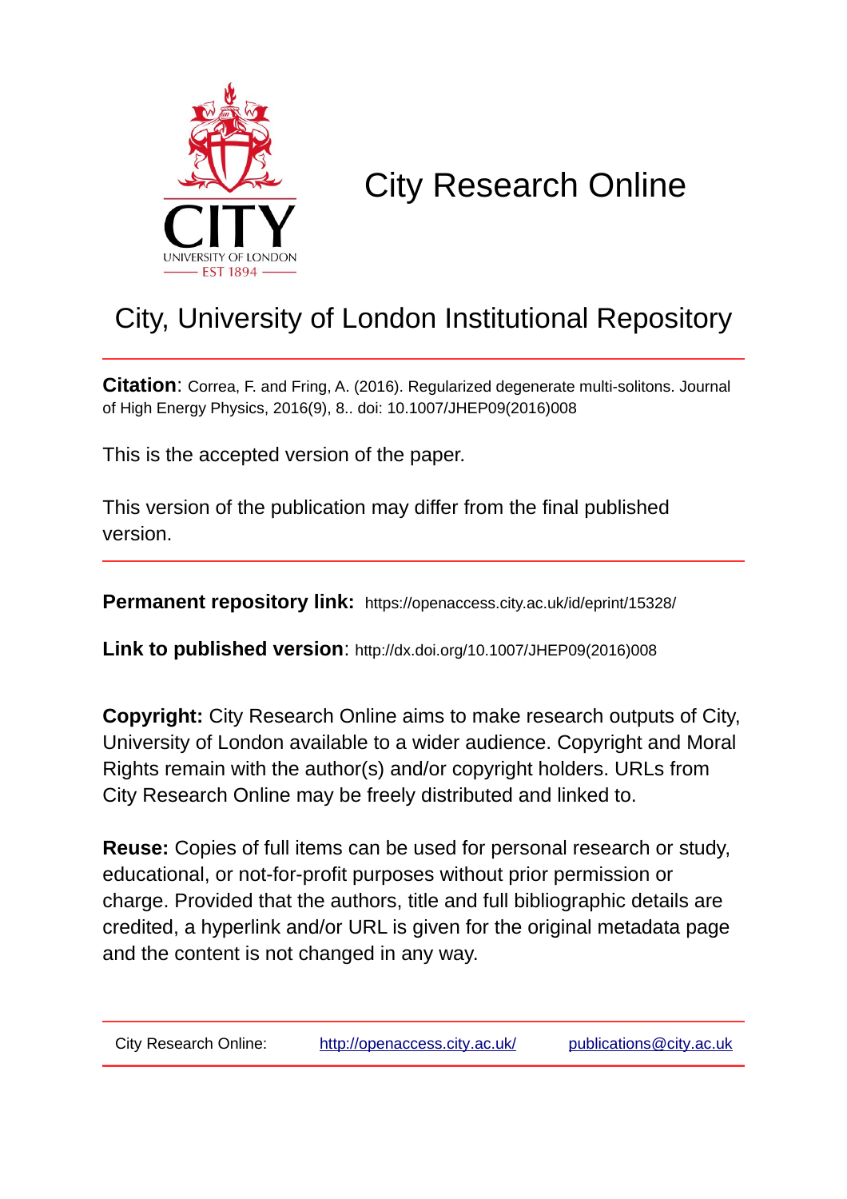# City Research Online

## City, University of London Institutional Repository

**Citation**: Correa, F. and Fring, A. (2016). Regularized degenerate multi-solitons. Journal of High Energy Physics, 2016(9), 8.. doi: 10.1007/JHEP09(2016)008

This is the accepted version of the paper.

This version of the publication may differ from the final published version.

**Permanent repository link:** https://openaccess.city.ac.uk/id/eprint/15328/

**Link to published version**: http://dx.doi.org/10.1007/JHEP09(2016)008

**Copyright:** City Research Online aims to make research outputs of City, University of London available to a wider audience. Copyright and Moral Rights remain with the author(s) and/or copyright holders. URLs from City Research Online may be freely distributed and linked to.

**Reuse:** Copies of full items can be used for personal research or study, educational, or not-for-profit purposes without prior permission or charge. Provided that the authors, title and full bibliographic details are credited, a hyperlink and/or URL is given for the original metadata page and the content is not changed in any way.

City Research Online: http://openaccess.city.ac.uk/ publications@city.ac.uk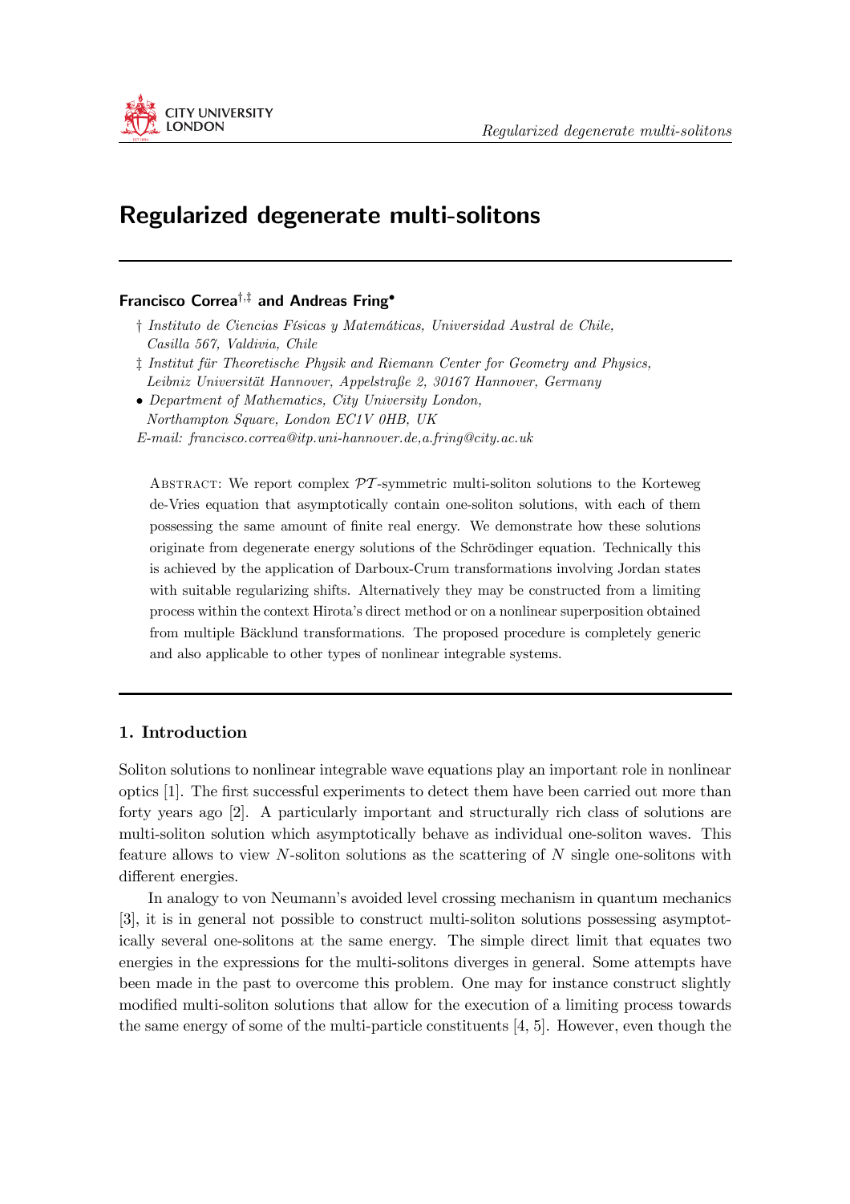# Regularized degenerate multi-solitons

**Francisco Correa[†,‡] and Andreas Fring[•]**

† *Instituto de Ciencias Físicas y Matemáticas, Universidad Austral de Chile, Casilla 567, Valdivia, Chile*

‡ *Institut für Theoretische Physik and Riemann Center for Geometry and Physics, Leibniz Universität Hannover, Appelstraße 2, 30167 Hannover, Germany*

• *Department of Mathematics, City University London, Northampton Square, London EC1V 0HB, UK*

*E-mail: francisco.correa@itp.uni-hannover.de, a.fring@city.ac.uk*

Abstract: We report complex $\mathcal{PT}$-symmetric multi-soliton solutions to the Korteweg de-Vries equation that asymptotically contain one-soliton solutions, with each of them possessing the same amount of finite real energy. We demonstrate how these solutions originate from degenerate energy solutions of the Schrödinger equation. Technically this is achieved by the application of Darboux-Crum transformations involving Jordan states with suitable regularizing shifts. Alternatively they may be constructed from a limiting process within the context Hirota's direct method or on a nonlinear superposition obtained from multiple Bäcklund transformations. The proposed procedure is completely generic and also applicable to other types of nonlinear integrable systems.

## 1. Introduction

Soliton solutions to nonlinear integrable wave equations play an important role in nonlinear optics [1]. The first successful experiments to detect them have been carried out more than forty years ago [2]. A particularly important and structurally rich class of solutions are multi-soliton solution which asymptotically behave as individual one-soliton waves. This feature allows to view $N$-soliton solutions as the scattering of $N$ single one-solitons with different energies.

In analogy to von Neumann's avoided level crossing mechanism in quantum mechanics [3], it is in general not possible to construct multi-soliton solutions possessing asymptotically several one-solitons at the same energy. The simple direct limit that equates two energies in the expressions for the multi-solitons diverges in general. Some attempts have been made in the past to overcome this problem. One may for instance construct slightly modified multi-soliton solutions that allow for the execution of a limiting process towards the same energy of some of the multi-particle constituents [4, 5]. However, even though the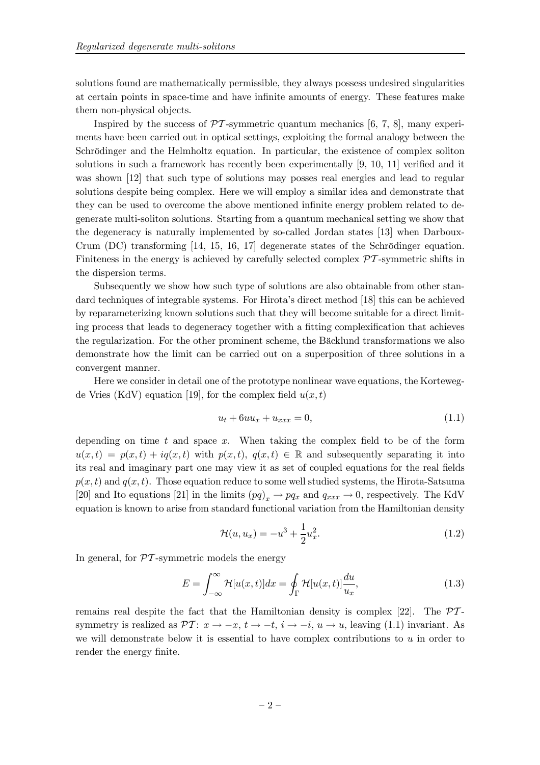solutions found are mathematically permissible, they always possess undesired singularities at certain points in space-time and have infinite amounts of energy. These features make them non-physical objects.

Inspired by the success of $\mathcal{PT}$-symmetric quantum mechanics [6, 7, 8], many experiments have been carried out in optical settings, exploiting the formal analogy between the Schrödinger and the Helmholtz equation. In particular, the existence of complex soliton solutions in such a framework has recently been experimentally [9, 10, 11] verified and it was shown [12] that such type of solutions may posses real energies and lead to regular solutions despite being complex. Here we will employ a similar idea and demonstrate that they can be used to overcome the above mentioned infinite energy problem related to degenerate multi-soliton solutions. Starting from a quantum mechanical setting we show that the degeneracy is naturally implemented by so-called Jordan states [13] when Darboux-Crum (DC) transforming [14, 15, 16, 17] degenerate states of the Schrödinger equation. Finiteness in the energy is achieved by carefully selected complex $\mathcal{PT}$-symmetric shifts in the dispersion terms.

Subsequently we show how such type of solutions are also obtainable from other standard techniques of integrable systems. For Hirota's direct method [18] this can be achieved by reparameterizing known solutions such that they will become suitable for a direct limiting process that leads to degeneracy together with a fitting complexification that achieves the regularization. For the other prominent scheme, the Bäcklund transformations we also demonstrate how the limit can be carried out on a superposition of three solutions in a convergent manner.

Here we consider in detail one of the prototype nonlinear wave equations, the Korteweg-de Vries (KdV) equation [19], for the complex field $u(x,t)$

$$
u_t + 6uu_x + u_{xxx} = 0, \tag{1.1}
$$

depending on time $t$ and space $x$. When taking the complex field to be of the form $u(x,t) = p(x,t) + iq(x,t)$ with $p(x,t),\ q(x,t) \in \mathbb{R}$ and subsequently separating it into its real and imaginary part one may view it as set of coupled equations for the real fields $p(x,t)$ and $q(x,t)$. Those equation reduce to some well studied systems, the Hirota-Satsuma [20] and Ito equations [21] in the limits $(pq)_x \to pq_x$ and $q_{xxx} \to 0$, respectively. The KdV equation is known to arise from standard functional variation from the Hamiltonian density

$$
\mathcal{H}(u, u_x) = -u^3 + \frac{1}{2}u_x^2. \tag{1.2}
$$

In general, for $\mathcal{PT}$-symmetric models the energy

$$
E = \int_{-\infty}^{\infty} \mathcal{H}[u(x,t)]dx = \oint_{\Gamma} \mathcal{H}[u(x,t)]\frac{du}{u_x}, \tag{1.3}
$$

remains real despite the fact that the Hamiltonian density is complex [22]. The $\mathcal{PT}$-symmetry is realized as $\mathcal{PT}$: $x \to -x$, $t \to -t$, $i \to -i$, $u \to u$, leaving (1.1) invariant. As we will demonstrate below it is essential to have complex contributions to $u$ in order to render the energy finite.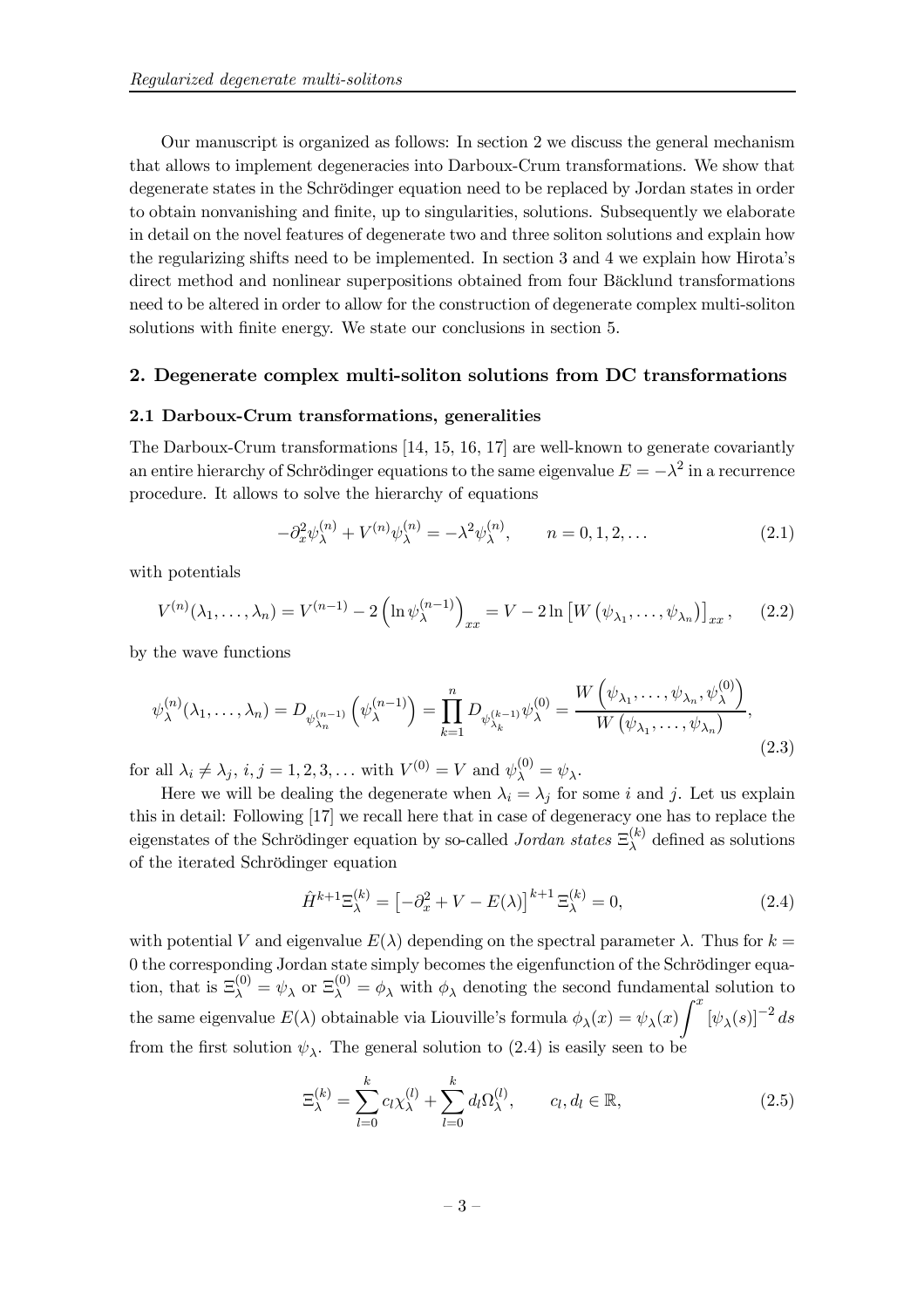Our manuscript is organized as follows: In section 2 we discuss the general mechanism that allows to implement degeneracies into Darboux-Crum transformations. We show that degenerate states in the Schrödinger equation need to be replaced by Jordan states in order to obtain nonvanishing and finite, up to singularities, solutions. Subsequently we elaborate in detail on the novel features of degenerate two and three soliton solutions and explain how the regularizing shifts need to be implemented. In section 3 and 4 we explain how Hirota's direct method and nonlinear superpositions obtained from four Bäcklund transformations need to be altered in order to allow for the construction of degenerate complex multi-soliton solutions with finite energy. We state our conclusions in section 5.

## 2. Degenerate complex multi-soliton solutions from DC transformations

### 2.1 Darboux-Crum transformations, generalities

The Darboux-Crum transformations [14, 15, 16, 17] are well-known to generate covariantly an entire hierarchy of Schrödinger equations to the same eigenvalue $E = -\lambda^2$ in a recurrence procedure. It allows to solve the hierarchy of equations

$$-\partial_x^2 \psi_\lambda^{(n)} + V^{(n)} \psi_\lambda^{(n)} = -\lambda^2 \psi_\lambda^{(n)}, \qquad n = 0, 1, 2, \ldots \tag{2.1}$$

with potentials

$$V^{(n)}(\lambda_1, \ldots, \lambda_n) = V^{(n-1)} - 2\left(\ln \psi_\lambda^{(n-1)}\right)_{xx} = V - 2\ln\left[W\left(\psi_{\lambda_1}, \ldots, \psi_{\lambda_n}\right)\right]_{xx}, \tag{2.2}$$

by the wave functions

$$\psi_\lambda^{(n)}(\lambda_1, \ldots, \lambda_n) = D_{\psi_{\lambda_n}^{(n-1)}}\left(\psi_\lambda^{(n-1)}\right) = \prod_{k=1}^{n} D_{\psi_{\lambda_k}^{(k-1)}} \psi_\lambda^{(0)} = \frac{W\left(\psi_{\lambda_1}, \ldots, \psi_{\lambda_n}, \psi_\lambda^{(0)}\right)}{W\left(\psi_{\lambda_1}, \ldots, \psi_{\lambda_n}\right)}, \tag{2.3}$$

for all $\lambda_i \neq \lambda_j$, $i, j = 1, 2, 3, \ldots$ with $V^{(0)} = V$ and $\psi_\lambda^{(0)} = \psi_\lambda$.

Here we will be dealing the degenerate when $\lambda_i = \lambda_j$ for some $i$ and $j$. Let us explain this in detail: Following [17] we recall here that in case of degeneracy one has to replace the eigenstates of the Schrödinger equation by so-called *Jordan states* $\Xi_\lambda^{(k)}$ defined as solutions of the iterated Schrödinger equation

$$\hat{H}^{k+1} \Xi_\lambda^{(k)} = \left[-\partial_x^2 + V - E(\lambda)\right]^{k+1} \Xi_\lambda^{(k)} = 0, \tag{2.4}$$

with potential $V$ and eigenvalue $E(\lambda)$ depending on the spectral parameter $\lambda$. Thus for $k = 0$ the corresponding Jordan state simply becomes the eigenfunction of the Schrödinger equation, that is $\Xi_\lambda^{(0)} = \psi_\lambda$ or $\Xi_\lambda^{(0)} = \phi_\lambda$ with $\phi_\lambda$ denoting the second fundamental solution to the same eigenvalue $E(\lambda)$ obtainable via Liouville's formula $\phi_\lambda(x) = \psi_\lambda(x) \int^x \left[\psi_\lambda(s)\right]^{-2} ds$ from the first solution $\psi_\lambda$. The general solution to (2.4) is easily seen to be

$$\Xi_\lambda^{(k)} = \sum_{l=0}^{k} c_l \chi_\lambda^{(l)} + \sum_{l=0}^{k} d_l \Omega_\lambda^{(l)}, \qquad c_l, d_l \in \mathbb{R}, \tag{2.5}$$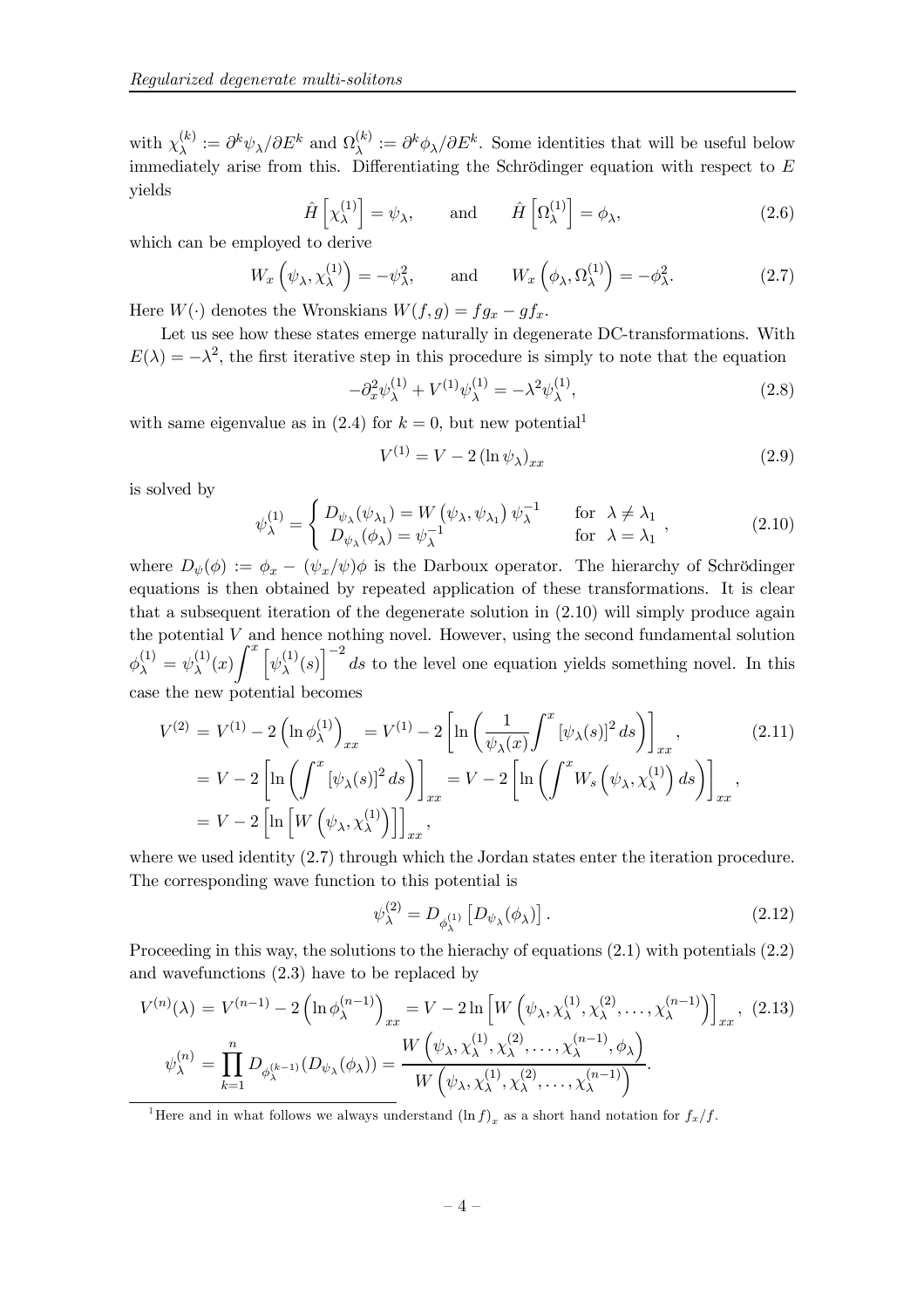with $\chi_\lambda^{(k)} := \partial^k \psi_\lambda / \partial E^k$ and $\Omega_\lambda^{(k)} := \partial^k \phi_\lambda / \partial E^k$. Some identities that will be useful below immediately arise from this. Differentiating the Schrödinger equation with respect to $E$ yields

$$\hat{H}\left[\chi_\lambda^{(1)}\right] = \psi_\lambda, \qquad \text{and} \qquad \hat{H}\left[\Omega_\lambda^{(1)}\right] = \phi_\lambda, \tag{2.6}$$

which can be employed to derive

$$W_x\left(\psi_\lambda, \chi_\lambda^{(1)}\right) = -\psi_\lambda^2, \qquad \text{and} \qquad W_x\left(\phi_\lambda, \Omega_\lambda^{(1)}\right) = -\phi_\lambda^2. \tag{2.7}$$

Here $W(\cdot)$ denotes the Wronskians $W(f,g) = f g_x - g f_x$.

Let us see how these states emerge naturally in degenerate DC-transformations. With $E(\lambda) = -\lambda^2$, the first iterative step in this procedure is simply to note that the equation

$$-\partial_x^2 \psi_\lambda^{(1)} + V^{(1)} \psi_\lambda^{(1)} = -\lambda^2 \psi_\lambda^{(1)}, \tag{2.8}$$

with same eigenvalue as in (2.4) for $k=0$, but new potential[1]

$$V^{(1)} = V - 2\left(\ln \psi_\lambda\right)_{xx} \tag{2.9}$$

is solved by

$$\psi_\lambda^{(1)} = \begin{cases} D_{\psi_\lambda}(\psi_{\lambda_1}) = W\left(\psi_\lambda, \psi_{\lambda_1}\right)\psi_\lambda^{-1} & \text{for } \lambda \neq \lambda_1 \\ D_{\psi_\lambda}(\phi_\lambda) = \psi_\lambda^{-1} & \text{for } \lambda = \lambda_1 \end{cases}, \tag{2.10}$$

where $D_\psi(\phi) := \phi_x - (\psi_x/\psi)\phi$ is the Darboux operator. The hierarchy of Schrödinger equations is then obtained by repeated application of these transformations. It is clear that a subsequent iteration of the degenerate solution in (2.10) will simply produce again the potential $V$ and hence nothing novel. However, using the second fundamental solution $\phi_\lambda^{(1)} = \psi_\lambda^{(1)}(x) \int^x \left[\psi_\lambda^{(1)}(s)\right]^{-2} ds$ to the level one equation yields something novel. In this case the new potential becomes

$$\begin{aligned} V^{(2)} &= V^{(1)} - 2\left(\ln \phi_\lambda^{(1)}\right)_{xx} = V^{(1)} - 2\left[\ln\left(\frac{1}{\psi_\lambda(x)} \int^x \left[\psi_\lambda(s)\right]^2 ds\right)\right]_{xx}, \\ &= V - 2\left[\ln\left(\int^x \left[\psi_\lambda(s)\right]^2 ds\right)\right]_{xx} = V - 2\left[\ln\left(\int^x W_s\left(\psi_\lambda, \chi_\lambda^{(1)}\right) ds\right)\right]_{xx}, \\ &= V - 2\left[\ln\left[W\left(\psi_\lambda, \chi_\lambda^{(1)}\right)\right]\right]_{xx}, \end{aligned} \tag{2.11}$$

where we used identity (2.7) through which the Jordan states enter the iteration procedure. The corresponding wave function to this potential is

$$\psi_\lambda^{(2)} = D_{\phi_\lambda^{(1)}}\left[D_{\psi_\lambda}(\phi_\lambda)\right]. \tag{2.12}$$

Proceeding in this way, the solutions to the hierachy of equations (2.1) with potentials (2.2) and wavefunctions (2.3) have to be replaced by

$$V^{(n)}(\lambda) = V^{(n-1)} - 2\left(\ln \phi_\lambda^{(n-1)}\right)_{xx} = V - 2\ln\left[W\left(\psi_\lambda, \chi_\lambda^{(1)}, \chi_\lambda^{(2)}, \ldots, \chi_\lambda^{(n-1)}\right)\right]_{xx}, \tag{2.13}$$

$$\psi_\lambda^{(n)} = \prod_{k=1}^{n} D_{\phi_\lambda^{(k-1)}}(D_{\psi_\lambda}(\phi_\lambda)) = \frac{W\left(\psi_\lambda, \chi_\lambda^{(1)}, \chi_\lambda^{(2)}, \ldots, \chi_\lambda^{(n-1)}, \phi_\lambda\right)}{W\left(\psi_\lambda, \chi_\lambda^{(1)}, \chi_\lambda^{(2)}, \ldots, \chi_\lambda^{(n-1)}\right)}.$$

[1] Here and in what follows we always understand $(\ln f)_x$ as a short hand notation for $f_x/f$.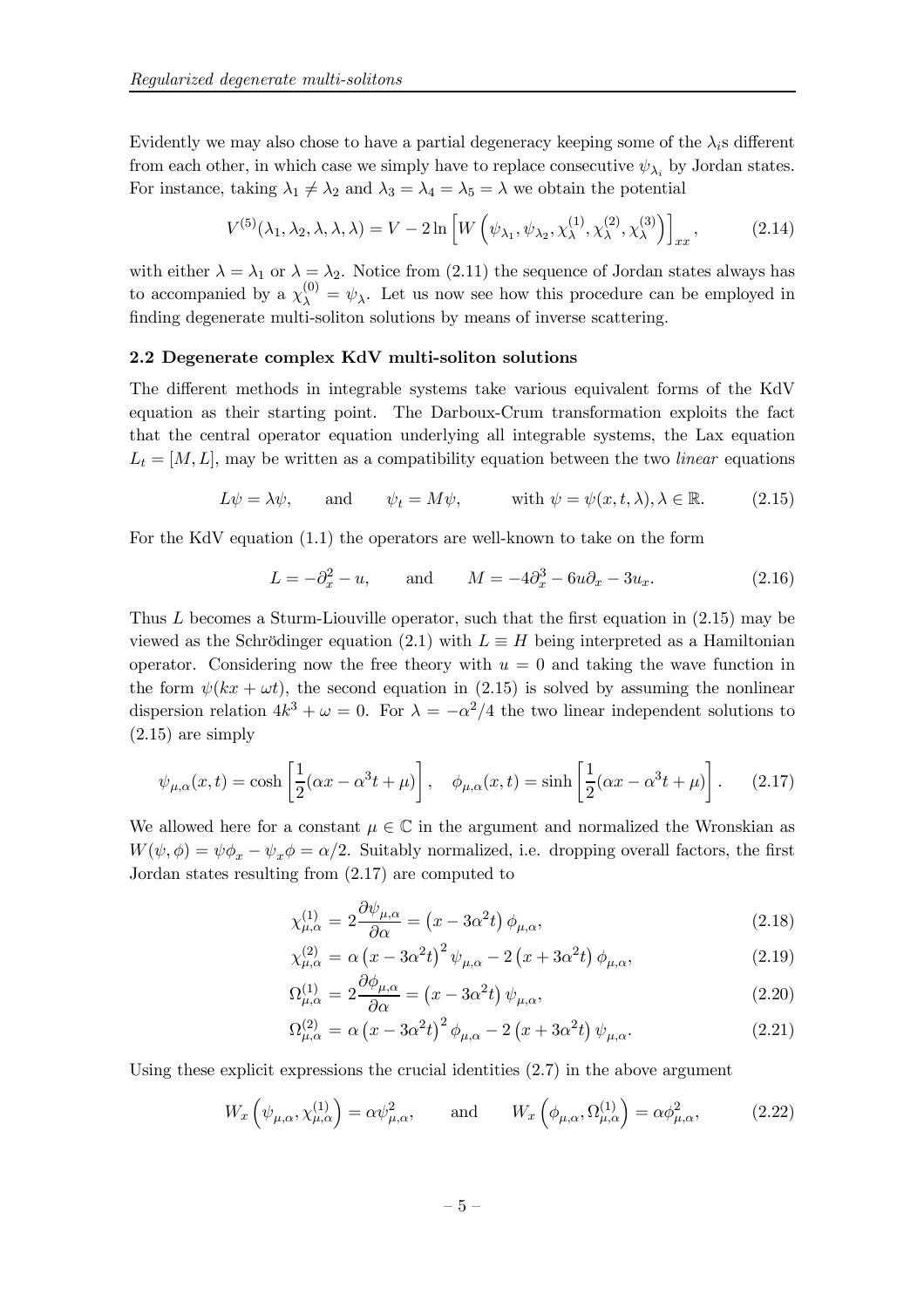Evidently we may also chose to have a partial degeneracy keeping some of the $\lambda_i$s different from each other, in which case we simply have to replace consecutive $\psi_{\lambda_i}$ by Jordan states. For instance, taking $\lambda_1 \neq \lambda_2$ and $\lambda_3 = \lambda_4 = \lambda_5 = \lambda$ we obtain the potential

$$V^{(5)}(\lambda_1, \lambda_2, \lambda, \lambda, \lambda) = V - 2\ln\left[W\left(\psi_{\lambda_1}, \psi_{\lambda_2}, \chi_\lambda^{(1)}, \chi_\lambda^{(2)}, \chi_\lambda^{(3)}\right)\right]_{xx}, \tag{2.14}$$

with either $\lambda = \lambda_1$ or $\lambda = \lambda_2$. Notice from (2.11) the sequence of Jordan states always has to accompanied by a $\chi_\lambda^{(0)} = \psi_\lambda$. Let us now see how this procedure can be employed in finding degenerate multi-soliton solutions by means of inverse scattering.

### 2.2 Degenerate complex KdV multi-soliton solutions

The different methods in integrable systems take various equivalent forms of the KdV equation as their starting point. The Darboux-Crum transformation exploits the fact that the central operator equation underlying all integrable systems, the Lax equation $L_t = [M, L]$, may be written as a compatibility equation between the two *linear* equations

$$L\psi = \lambda\psi, \qquad \text{and} \qquad \psi_t = M\psi, \qquad \text{with } \psi = \psi(x,t,\lambda), \lambda \in \mathbb{R}. \tag{2.15}$$

For the KdV equation (1.1) the operators are well-known to take on the form

$$L = -\partial_x^2 - u, \qquad \text{and} \qquad M = -4\partial_x^3 - 6u\partial_x - 3u_x. \tag{2.16}$$

Thus $L$ becomes a Sturm-Liouville operator, such that the first equation in (2.15) may be viewed as the Schrödinger equation (2.1) with $L \equiv H$ being interpreted as a Hamiltonian operator. Considering now the free theory with $u = 0$ and taking the wave function in the form $\psi(kx + \omega t)$, the second equation in (2.15) is solved by assuming the nonlinear dispersion relation $4k^3 + \omega = 0$. For $\lambda = -\alpha^2/4$ the two linear independent solutions to (2.15) are simply

$$\psi_{\mu,\alpha}(x,t) = \cosh\left[\frac{1}{2}(\alpha x - \alpha^3 t + \mu)\right], \quad \phi_{\mu,\alpha}(x,t) = \sinh\left[\frac{1}{2}(\alpha x - \alpha^3 t + \mu)\right]. \tag{2.17}$$

We allowed here for a constant $\mu \in \mathbb{C}$ in the argument and normalized the Wronskian as $W(\psi, \phi) = \psi\phi_x - \psi_x\phi = \alpha/2$. Suitably normalized, i.e. dropping overall factors, the first Jordan states resulting from (2.17) are computed to

$$\chi_{\mu,\alpha}^{(1)} = 2\frac{\partial \psi_{\mu,\alpha}}{\partial \alpha} = \left(x - 3\alpha^2 t\right)\phi_{\mu,\alpha}, \tag{2.18}$$

$$\chi_{\mu,\alpha}^{(2)} = \alpha\left(x - 3\alpha^2 t\right)^2 \psi_{\mu,\alpha} - 2\left(x + 3\alpha^2 t\right)\phi_{\mu,\alpha}, \tag{2.19}$$

$$\Omega_{\mu,\alpha}^{(1)} = 2\frac{\partial \phi_{\mu,\alpha}}{\partial \alpha} = \left(x - 3\alpha^2 t\right)\psi_{\mu,\alpha}, \tag{2.20}$$

$$\Omega_{\mu,\alpha}^{(2)} = \alpha\left(x - 3\alpha^2 t\right)^2 \phi_{\mu,\alpha} - 2\left(x + 3\alpha^2 t\right)\psi_{\mu,\alpha}. \tag{2.21}$$

Using these explicit expressions the crucial identities (2.7) in the above argument

$$W_x\left(\psi_{\mu,\alpha}, \chi_{\mu,\alpha}^{(1)}\right) = \alpha\psi_{\mu,\alpha}^2, \qquad \text{and} \qquad W_x\left(\phi_{\mu,\alpha}, \Omega_{\mu,\alpha}^{(1)}\right) = \alpha\phi_{\mu,\alpha}^2, \tag{2.22}$$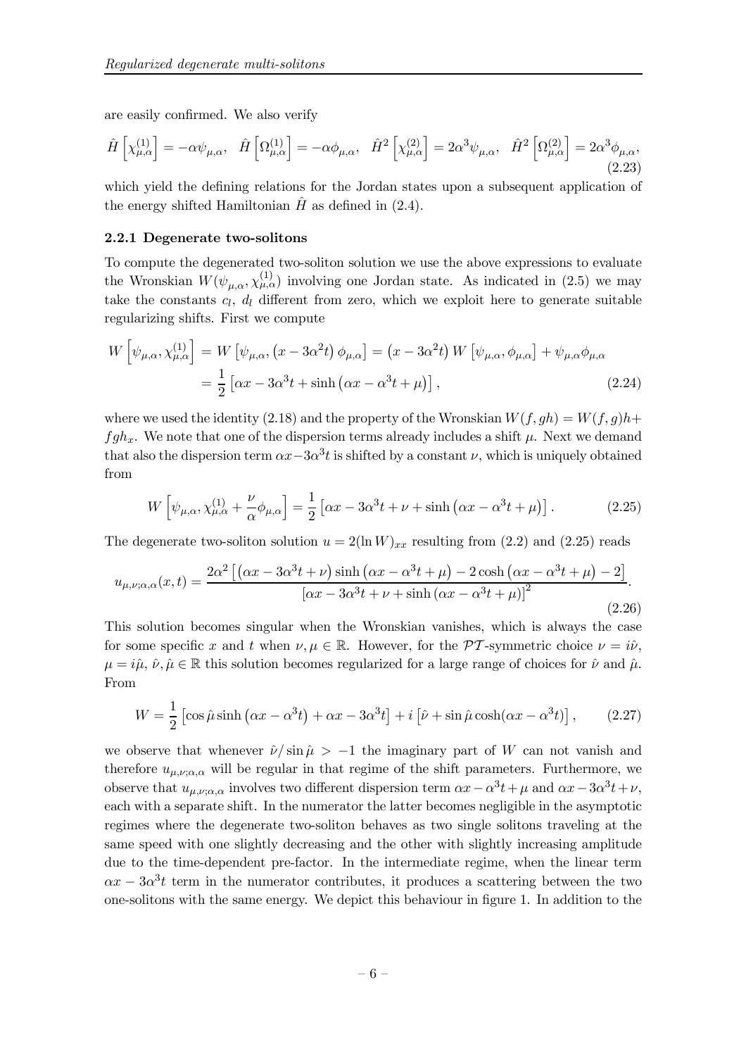are easily confirmed. We also verify

$$\hat{H}\left[\chi_{\mu,\alpha}^{(1)}\right]=-\alpha\psi_{\mu,\alpha},\quad \hat{H}\left[\Omega_{\mu,\alpha}^{(1)}\right]=-\alpha\phi_{\mu,\alpha},\quad \hat{H}^2\left[\chi_{\mu,\alpha}^{(2)}\right]=2\alpha^3\psi_{\mu,\alpha},\quad \hat{H}^2\left[\Omega_{\mu,\alpha}^{(2)}\right]=2\alpha^3\phi_{\mu,\alpha}, \tag{2.23}$$

which yield the defining relations for the Jordan states upon a subsequent application of the energy shifted Hamiltonian $\hat{H}$ as defined in (2.4).

### 2.2.1 Degenerate two-solitons

To compute the degenerated two-soliton solution we use the above expressions to evaluate the Wronskian $W(\psi_{\mu,\alpha},\chi_{\mu,\alpha}^{(1)})$ involving one Jordan state. As indicated in (2.5) we may take the constants $c_l$, $d_l$ different from zero, which we exploit here to generate suitable regularizing shifts. First we compute

$$\begin{aligned} W\left[\psi_{\mu,\alpha},\chi_{\mu,\alpha}^{(1)}\right] &= W\left[\psi_{\mu,\alpha},\left(x-3\alpha^2 t\right)\phi_{\mu,\alpha}\right]=\left(x-3\alpha^2 t\right)W\left[\psi_{\mu,\alpha},\phi_{\mu,\alpha}\right]+\psi_{\mu,\alpha}\phi_{\mu,\alpha} \\ &= \frac{1}{2}\left[\alpha x-3\alpha^3 t+\sinh\left(\alpha x-\alpha^3 t+\mu\right)\right], \end{aligned} \tag{2.24}$$

where we used the identity (2.18) and the property of the Wronskian $W(f,gh)=W(f,g)h+fgh_x$. We note that one of the dispersion terms already includes a shift $\mu$. Next we demand that also the dispersion term $\alpha x-3\alpha^3 t$ is shifted by a constant $\nu$, which is uniquely obtained from

$$W\left[\psi_{\mu,\alpha},\chi_{\mu,\alpha}^{(1)}+\frac{\nu}{\alpha}\phi_{\mu,\alpha}\right]=\frac{1}{2}\left[\alpha x-3\alpha^3 t+\nu+\sinh\left(\alpha x-\alpha^3 t+\mu\right)\right]. \tag{2.25}$$

The degenerate two-soliton solution $u=2(\ln W)_{xx}$ resulting from (2.2) and (2.25) reads

$$u_{\mu,\nu;\alpha,\alpha}(x,t)=\frac{2\alpha^2\left[\left(\alpha x-3\alpha^3 t+\nu\right)\sinh\left(\alpha x-\alpha^3 t+\mu\right)-2\cosh\left(\alpha x-\alpha^3 t+\mu\right)-2\right]}{\left[\alpha x-3\alpha^3 t+\nu+\sinh\left(\alpha x-\alpha^3 t+\mu\right)\right]^2}. \tag{2.26}$$

This solution becomes singular when the Wronskian vanishes, which is always the case for some specific $x$ and $t$ when $\nu,\mu\in\mathbb{R}$. However, for the $\mathcal{PT}$-symmetric choice $\nu=i\hat{\nu}$, $\mu=i\hat{\mu}$, $\hat{\nu},\hat{\mu}\in\mathbb{R}$ this solution becomes regularized for a large range of choices for $\hat{\nu}$ and $\hat{\mu}$. From

$$W=\frac{1}{2}\left[\cos\hat{\mu}\sinh\left(\alpha x-\alpha^3 t\right)+\alpha x-3\alpha^3 t\right]+i\left[\hat{\nu}+\sin\hat{\mu}\cosh(\alpha x-\alpha^3 t)\right], \tag{2.27}$$

we observe that whenever $\hat{\nu}/\sin\hat{\mu}>-1$ the imaginary part of $W$ can not vanish and therefore $u_{\mu,\nu;\alpha,\alpha}$ will be regular in that regime of the shift parameters. Furthermore, we observe that $u_{\mu,\nu;\alpha,\alpha}$ involves two different dispersion term $\alpha x-\alpha^3 t+\mu$ and $\alpha x-3\alpha^3 t+\nu$, each with a separate shift. In the numerator the latter becomes negligible in the asymptotic regimes where the degenerate two-soliton behaves as two single solitons traveling at the same speed with one slightly decreasing and the other with slightly increasing amplitude due to the time-dependent pre-factor. In the intermediate regime, when the linear term $\alpha x-3\alpha^3 t$ term in the numerator contributes, it produces a scattering between the two one-solitons with the same energy. We depict this behaviour in figure 1. In addition to the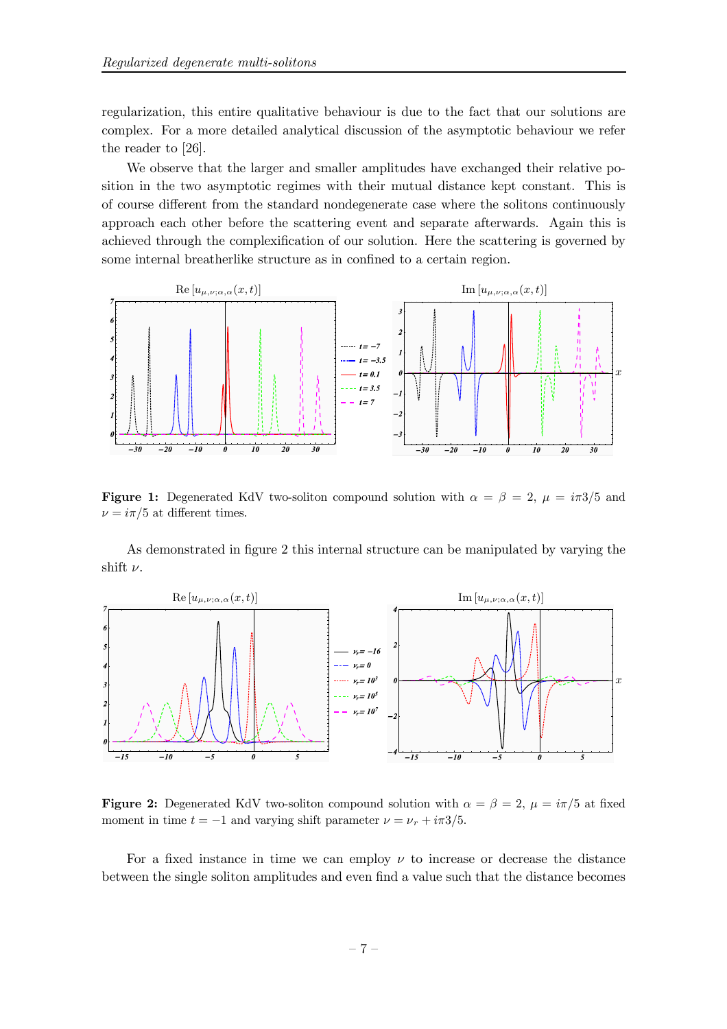regularization, this entire qualitative behaviour is due to the fact that our solutions are complex. For a more detailed analytical discussion of the asymptotic behaviour we refer the reader to [26].

We observe that the larger and smaller amplitudes have exchanged their relative position in the two asymptotic regimes with their mutual distance kept constant. This is of course different from the standard nondegenerate case where the solitons continuously approach each other before the scattering event and separate afterwards. Again this is achieved through the complexification of our solution. Here the scattering is governed by some internal breatherlike structure as in confined to a certain region.

**Figure 1:** Degenerated KdV two-soliton compound solution with $\alpha = \beta = 2$, $\mu = i\pi 3/5$ and $\nu = i\pi/5$ at different times.

As demonstrated in figure 2 this internal structure can be manipulated by varying the shift $\nu$.

**Figure 2:** Degenerated KdV two-soliton compound solution with $\alpha = \beta = 2$, $\mu = i\pi/5$ at fixed moment in time $t = -1$ and varying shift parameter $\nu = \nu_r + i\pi 3/5$.

For a fixed instance in time we can employ $\nu$ to increase or decrease the distance between the single soliton amplitudes and even find a value such that the distance becomes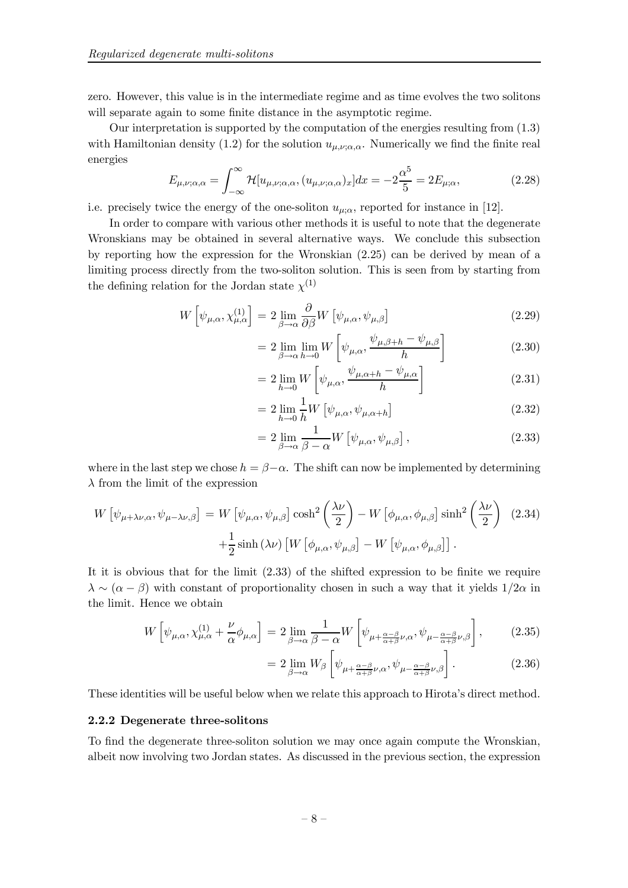zero. However, this value is in the intermediate regime and as time evolves the two solitons will separate again to some finite distance in the asymptotic regime.

Our interpretation is supported by the computation of the energies resulting from (1.3) with Hamiltonian density (1.2) for the solution $u_{\mu,\nu;\alpha,\alpha}$. Numerically we find the finite real energies

$$E_{\mu,\nu;\alpha,\alpha} = \int_{-\infty}^{\infty} \mathcal{H}[u_{\mu,\nu;\alpha,\alpha}, (u_{\mu,\nu;\alpha,\alpha})_x] dx = -2\frac{\alpha^5}{5} = 2E_{\mu;\alpha}, \tag{2.28}$$

i.e. precisely twice the energy of the one-soliton $u_{\mu;\alpha}$, reported for instance in [12].

In order to compare with various other methods it is useful to note that the degenerate Wronskians may be obtained in several alternative ways. We conclude this subsection by reporting how the expression for the Wronskian (2.25) can be derived by mean of a limiting process directly from the two-soliton solution. This is seen from by starting from the defining relation for the Jordan state $\chi^{(1)}$

$$W\left[\psi_{\mu,\alpha}, \chi^{(1)}_{\mu,\alpha}\right] = 2 \lim_{\beta\to\alpha} \frac{\partial}{\partial\beta} W\left[\psi_{\mu,\alpha}, \psi_{\mu,\beta}\right] \tag{2.29}$$

$$= 2 \lim_{\beta\to\alpha} \lim_{h\to 0} W\left[\psi_{\mu,\alpha}, \frac{\psi_{\mu,\beta+h} - \psi_{\mu,\beta}}{h}\right] \tag{2.30}$$

$$= 2 \lim_{h\to 0} W\left[\psi_{\mu,\alpha}, \frac{\psi_{\mu,\alpha+h} - \psi_{\mu,\alpha}}{h}\right] \tag{2.31}$$

$$= 2 \lim_{h\to 0} \frac{1}{h} W\left[\psi_{\mu,\alpha}, \psi_{\mu,\alpha+h}\right] \tag{2.32}$$

$$= 2 \lim_{\beta\to\alpha} \frac{1}{\beta-\alpha} W\left[\psi_{\mu,\alpha}, \psi_{\mu,\beta}\right], \tag{2.33}$$

where in the last step we chose $h = \beta - \alpha$. The shift can now be implemented by determining $\lambda$ from the limit of the expression

$$W\left[\psi_{\mu+\lambda\nu,\alpha}, \psi_{\mu-\lambda\nu,\beta}\right] = W\left[\psi_{\mu,\alpha}, \psi_{\mu,\beta}\right] \cosh^2\left(\frac{\lambda\nu}{2}\right) - W\left[\phi_{\mu,\alpha}, \phi_{\mu,\beta}\right] \sinh^2\left(\frac{\lambda\nu}{2}\right) \tag{2.34}$$
$$+\frac{1}{2}\sinh(\lambda\nu)\left[W\left[\phi_{\mu,\alpha}, \psi_{\mu,\beta}\right] - W\left[\psi_{\mu,\alpha}, \phi_{\mu,\beta}\right]\right].$$

It it is obvious that for the limit (2.33) of the shifted expression to be finite we require $\lambda \sim (\alpha - \beta)$ with constant of proportionality chosen in such a way that it yields $1/2\alpha$ in the limit. Hence we obtain

$$W\left[\psi_{\mu,\alpha}, \chi^{(1)}_{\mu,\alpha} + \frac{\nu}{\alpha}\phi_{\mu,\alpha}\right] = 2 \lim_{\beta\to\alpha} \frac{1}{\beta-\alpha} W\left[\psi_{\mu+\frac{\alpha-\beta}{\alpha+\beta}\nu,\alpha}, \psi_{\mu-\frac{\alpha-\beta}{\alpha+\beta}\nu,\beta}\right], \tag{2.35}$$

$$= 2 \lim_{\beta\to\alpha} W_\beta\left[\psi_{\mu+\frac{\alpha-\beta}{\alpha+\beta}\nu,\alpha}, \psi_{\mu-\frac{\alpha-\beta}{\alpha+\beta}\nu,\beta}\right]. \tag{2.36}$$

These identities will be useful below when we relate this approach to Hirota's direct method.

#### 2.2.2 Degenerate three-solitons

To find the degenerate three-soliton solution we may once again compute the Wronskian, albeit now involving two Jordan states. As discussed in the previous section, the expression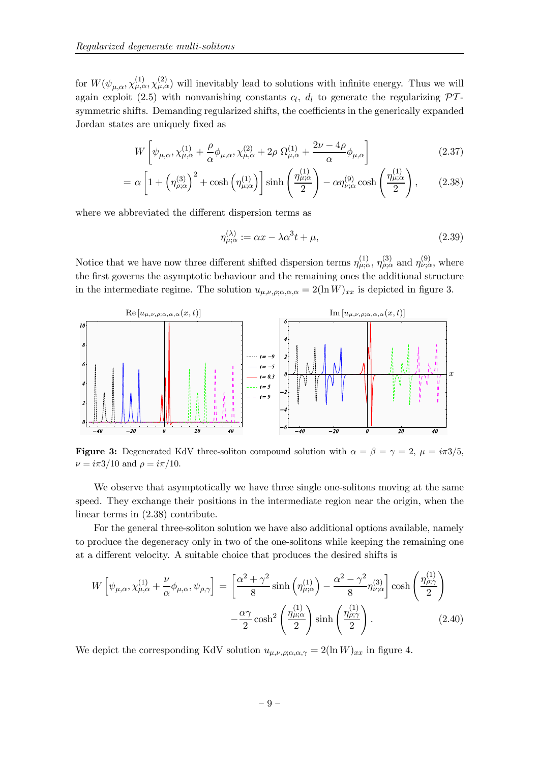for $W(\psi_{\mu,\alpha}, \chi^{(1)}_{\mu,\alpha}, \chi^{(2)}_{\mu,\alpha})$ will inevitably lead to solutions with infinite energy. Thus we will again exploit (2.5) with nonvanishing constants $c_l$, $d_l$ to generate the regularizing $\mathcal{PT}$-symmetric shifts. Demanding regularized shifts, the coefficients in the generically expanded Jordan states are uniquely fixed as

$$W\left[\psi_{\mu,\alpha}, \chi^{(1)}_{\mu,\alpha} + \frac{\rho}{\alpha}\phi_{\mu,\alpha}, \chi^{(2)}_{\mu,\alpha} + 2\rho\ \Omega^{(1)}_{\mu,\alpha} + \frac{2\nu - 4\rho}{\alpha}\phi_{\mu,\alpha}\right] \tag{2.37}$$

$$= \alpha\left[1 + \left(\eta^{(3)}_{\rho;\alpha}\right)^2 + \cosh\left(\eta^{(1)}_{\mu;\alpha}\right)\right]\sinh\left(\frac{\eta^{(1)}_{\mu;\alpha}}{2}\right) - \alpha\eta^{(9)}_{\nu;\alpha}\cosh\left(\frac{\eta^{(1)}_{\mu;\alpha}}{2}\right), \tag{2.38}$$

where we abbreviated the different dispersion terms as

$$\eta^{(\lambda)}_{\mu;\alpha} := \alpha x - \lambda\alpha^3 t + \mu, \tag{2.39}$$

Notice that we have now three different shifted dispersion terms $\eta^{(1)}_{\mu;\alpha}$, $\eta^{(3)}_{\rho;\alpha}$ and $\eta^{(9)}_{\nu;\alpha}$, where the first governs the asymptotic behaviour and the remaining ones the additional structure in the intermediate regime. The solution $u_{\mu,\nu,\rho;\alpha,\alpha,\alpha} = 2(\ln W)_{xx}$ is depicted in figure 3.

**Figure 3:** Degenerated KdV three-soliton compound solution with $\alpha = \beta = \gamma = 2$, $\mu = i\pi 3/5$, $\nu = i\pi 3/10$ and $\rho = i\pi/10$.

We observe that asymptotically we have three single one-solitons moving at the same speed. They exchange their positions in the intermediate region near the origin, when the linear terms in (2.38) contribute.

For the general three-soliton solution we have also additional options available, namely to produce the degeneracy only in two of the one-solitons while keeping the remaining one at a different velocity. A suitable choice that produces the desired shifts is

$$W\left[\psi_{\mu,\alpha}, \chi^{(1)}_{\mu,\alpha} + \frac{\nu}{\alpha}\phi_{\mu,\alpha}, \psi_{\rho,\gamma}\right] = \left[\frac{\alpha^2 + \gamma^2}{8}\sinh\left(\eta^{(1)}_{\mu;\alpha}\right) - \frac{\alpha^2 - \gamma^2}{8}\eta^{(3)}_{\nu;\alpha}\right]\cosh\left(\frac{\eta^{(1)}_{\rho;\gamma}}{2}\right)$$
$$-\frac{\alpha\gamma}{2}\cosh^2\left(\frac{\eta^{(1)}_{\mu;\alpha}}{2}\right)\sinh\left(\frac{\eta^{(1)}_{\rho;\gamma}}{2}\right). \tag{2.40}$$

We depict the corresponding KdV solution $u_{\mu,\nu,\rho;\alpha,\alpha,\gamma} = 2(\ln W)_{xx}$ in figure 4.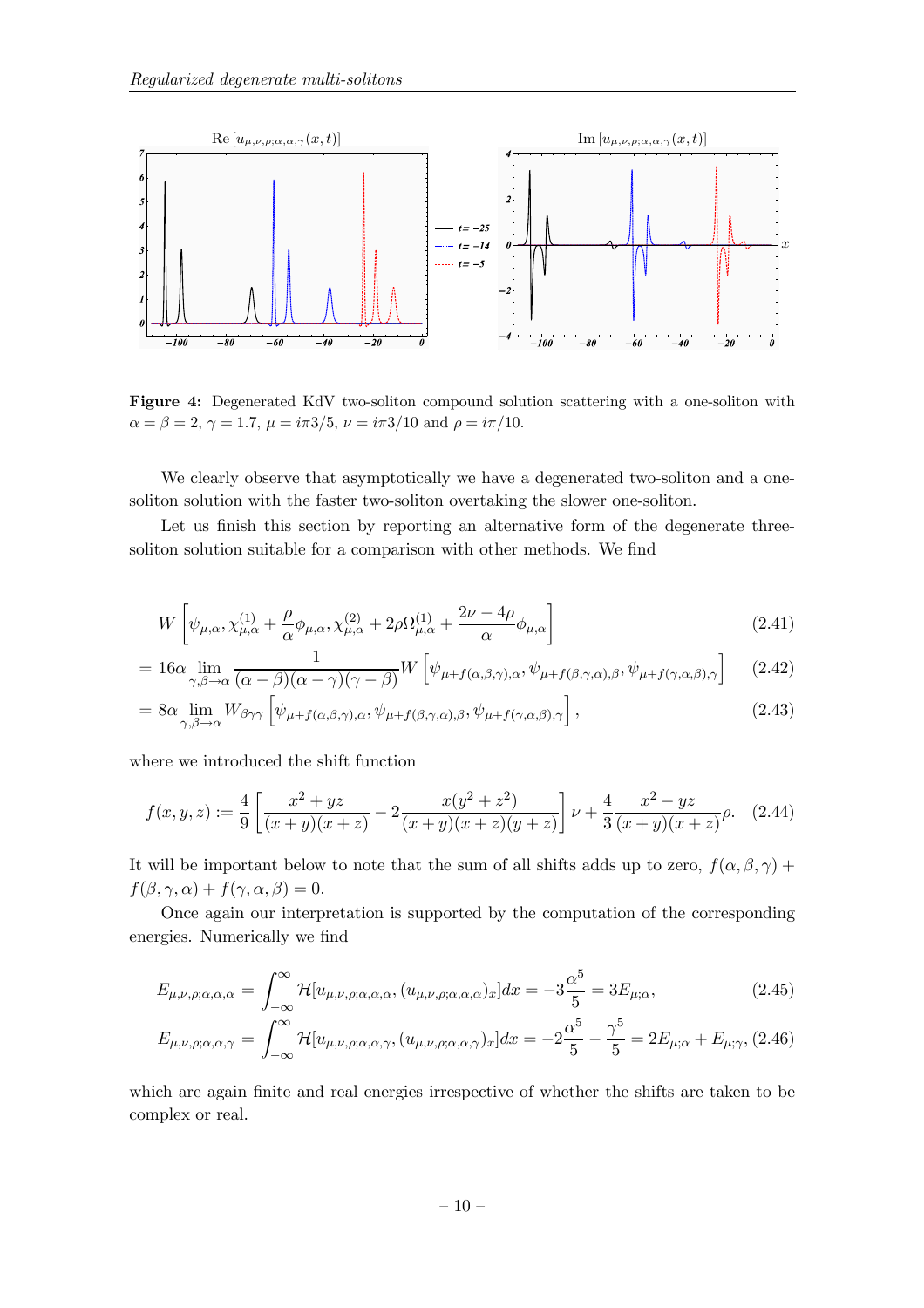**Figure 4:** Degenerated KdV two-soliton compound solution scattering with a one-soliton with $\alpha = \beta = 2$, $\gamma = 1.7$, $\mu = i\pi 3/5$, $\nu = i\pi 3/10$ and $\rho = i\pi/10$.

We clearly observe that asymptotically we have a degenerated two-soliton and a one-soliton solution with the faster two-soliton overtaking the slower one-soliton.

Let us finish this section by reporting an alternative form of the degenerate three-soliton solution suitable for a comparison with other methods. We find

$$W\left[\psi_{\mu,\alpha}, \chi_{\mu,\alpha}^{(1)} + \frac{\rho}{\alpha}\phi_{\mu,\alpha}, \chi_{\mu,\alpha}^{(2)} + 2\rho\Omega_{\mu,\alpha}^{(1)} + \frac{2\nu - 4\rho}{\alpha}\phi_{\mu,\alpha}\right] \tag{2.41}$$

$$= 16\alpha \lim_{\gamma,\beta\to\alpha} \frac{1}{(\alpha-\beta)(\alpha-\gamma)(\gamma-\beta)} W\left[\psi_{\mu+f(\alpha,\beta,\gamma),\alpha}, \psi_{\mu+f(\beta,\gamma,\alpha),\beta}, \psi_{\mu+f(\gamma,\alpha,\beta),\gamma}\right] \tag{2.42}$$

$$= 8\alpha \lim_{\gamma,\beta\to\alpha} W_{\beta\gamma\gamma}\left[\psi_{\mu+f(\alpha,\beta,\gamma),\alpha}, \psi_{\mu+f(\beta,\gamma,\alpha),\beta}, \psi_{\mu+f(\gamma,\alpha,\beta),\gamma}\right], \tag{2.43}$$

where we introduced the shift function

$$f(x,y,z) := \frac{4}{9}\left[\frac{x^2+yz}{(x+y)(x+z)} - 2\frac{x(y^2+z^2)}{(x+y)(x+z)(y+z)}\right]\nu + \frac{4}{3}\frac{x^2-yz}{(x+y)(x+z)}\rho. \tag{2.44}$$

It will be important below to note that the sum of all shifts adds up to zero, $f(\alpha,\beta,\gamma) + f(\beta,\gamma,\alpha) + f(\gamma,\alpha,\beta) = 0$.

Once again our interpretation is supported by the computation of the corresponding energies. Numerically we find

$$E_{\mu,\nu,\rho;\alpha,\alpha,\alpha} = \int_{-\infty}^{\infty} \mathcal{H}[u_{\mu,\nu,\rho;\alpha,\alpha,\alpha}, (u_{\mu,\nu,\rho;\alpha,\alpha,\alpha})_x]dx = -3\frac{\alpha^5}{5} = 3E_{\mu;\alpha}, \tag{2.45}$$

$$E_{\mu,\nu,\rho;\alpha,\alpha,\gamma} = \int_{-\infty}^{\infty} \mathcal{H}[u_{\mu,\nu,\rho;\alpha,\alpha,\gamma}, (u_{\mu,\nu,\rho;\alpha,\alpha,\gamma})_x]dx = -2\frac{\alpha^5}{5} - \frac{\gamma^5}{5} = 2E_{\mu;\alpha} + E_{\mu;\gamma}, \tag{2.46}$$

which are again finite and real energies irrespective of whether the shifts are taken to be complex or real.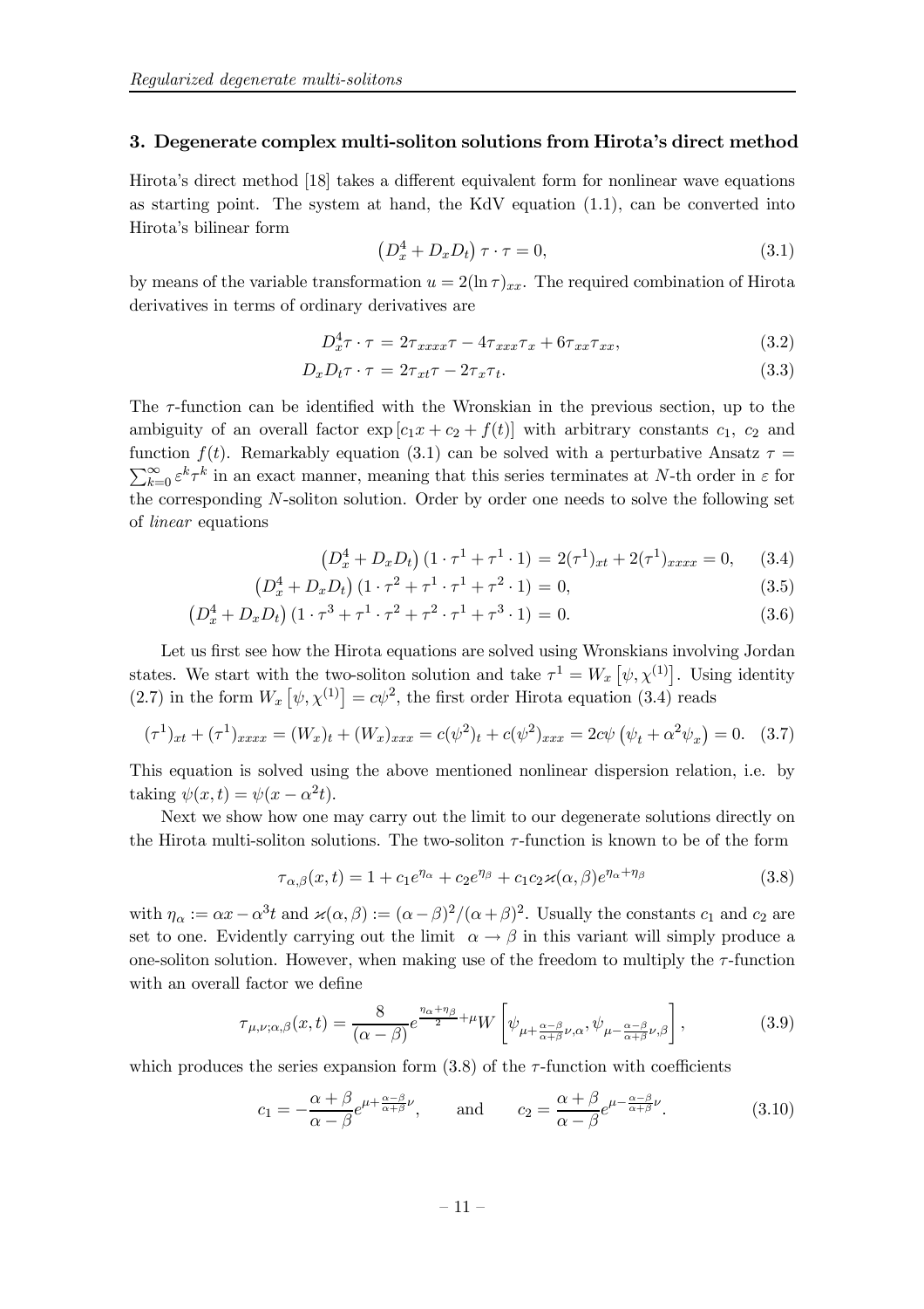## 3. Degenerate complex multi-soliton solutions from Hirota's direct method

Hirota's direct method [18] takes a different equivalent form for nonlinear wave equations as starting point. The system at hand, the KdV equation (1.1), can be converted into Hirota's bilinear form

$$\left(D_x^4 + D_x D_t\right) \tau \cdot \tau = 0, \tag{3.1}$$

by means of the variable transformation $u = 2(\ln \tau)_{xx}$. The required combination of Hirota derivatives in terms of ordinary derivatives are

$$D_x^4 \tau \cdot \tau = 2\tau_{xxxx}\tau - 4\tau_{xxx}\tau_x + 6\tau_{xx}\tau_{xx}, \tag{3.2}$$

$$D_x D_t \tau \cdot \tau = 2\tau_{xt}\tau - 2\tau_x\tau_t. \tag{3.3}$$

The $\tau$-function can be identified with the Wronskian in the previous section, up to the ambiguity of an overall factor $\exp[c_1 x + c_2 + f(t)]$ with arbitrary constants $c_1$, $c_2$ and function $f(t)$. Remarkably equation (3.1) can be solved with a perturbative Ansatz $\tau = \sum_{k=0}^{\infty} \varepsilon^k \tau^k$ in an exact manner, meaning that this series terminates at $N$-th order in $\varepsilon$ for the corresponding $N$-soliton solution. Order by order one needs to solve the following set of *linear* equations

$$\left(D_x^4 + D_x D_t\right)\left(1 \cdot \tau^1 + \tau^1 \cdot 1\right) = 2(\tau^1)_{xt} + 2(\tau^1)_{xxxx} = 0, \tag{3.4}$$

$$\left(D_x^4 + D_x D_t\right)\left(1 \cdot \tau^2 + \tau^1 \cdot \tau^1 + \tau^2 \cdot 1\right) = 0, \tag{3.5}$$

$$\left(D_x^4 + D_x D_t\right)\left(1 \cdot \tau^3 + \tau^1 \cdot \tau^2 + \tau^2 \cdot \tau^1 + \tau^3 \cdot 1\right) = 0. \tag{3.6}$$

Let us first see how the Hirota equations are solved using Wronskians involving Jordan states. We start with the two-soliton solution and take $\tau^1 = W_x\left[\psi, \chi^{(1)}\right]$. Using identity (2.7) in the form $W_x\left[\psi, \chi^{(1)}\right] = c\psi^2$, the first order Hirota equation (3.4) reads

$$(\tau^1)_{xt} + (\tau^1)_{xxxx} = (W_x)_t + (W_x)_{xxx} = c(\psi^2)_t + c(\psi^2)_{xxx} = 2c\psi\left(\psi_t + \alpha^2\psi_x\right) = 0. \tag{3.7}$$

This equation is solved using the above mentioned nonlinear dispersion relation, i.e. by taking $\psi(x,t) = \psi(x - \alpha^2 t)$.

Next we show how one may carry out the limit to our degenerate solutions directly on the Hirota multi-soliton solutions. The two-soliton $\tau$-function is known to be of the form

$$\tau_{\alpha,\beta}(x,t) = 1 + c_1 e^{\eta_\alpha} + c_2 e^{\eta_\beta} + c_1 c_2 \varkappa(\alpha,\beta) e^{\eta_\alpha + \eta_\beta} \tag{3.8}$$

with $\eta_\alpha := \alpha x - \alpha^3 t$ and $\varkappa(\alpha,\beta) := (\alpha-\beta)^2/(\alpha+\beta)^2$. Usually the constants $c_1$ and $c_2$ are set to one. Evidently carrying out the limit $\alpha \to \beta$ in this variant will simply produce a one-soliton solution. However, when making use of the freedom to multiply the $\tau$-function with an overall factor we define

$$\tau_{\mu,\nu;\alpha,\beta}(x,t) = \frac{8}{(\alpha-\beta)} e^{\frac{\eta_\alpha + \eta_\beta}{2} + \mu} W\left[\psi_{\mu + \frac{\alpha-\beta}{\alpha+\beta}\nu, \alpha}, \psi_{\mu - \frac{\alpha-\beta}{\alpha+\beta}\nu, \beta}\right], \tag{3.9}$$

which produces the series expansion form (3.8) of the $\tau$-function with coefficients

$$c_1 = -\frac{\alpha+\beta}{\alpha-\beta} e^{\mu + \frac{\alpha-\beta}{\alpha+\beta}\nu}, \qquad \text{and} \qquad c_2 = \frac{\alpha+\beta}{\alpha-\beta} e^{\mu - \frac{\alpha-\beta}{\alpha+\beta}\nu}. \tag{3.10}$$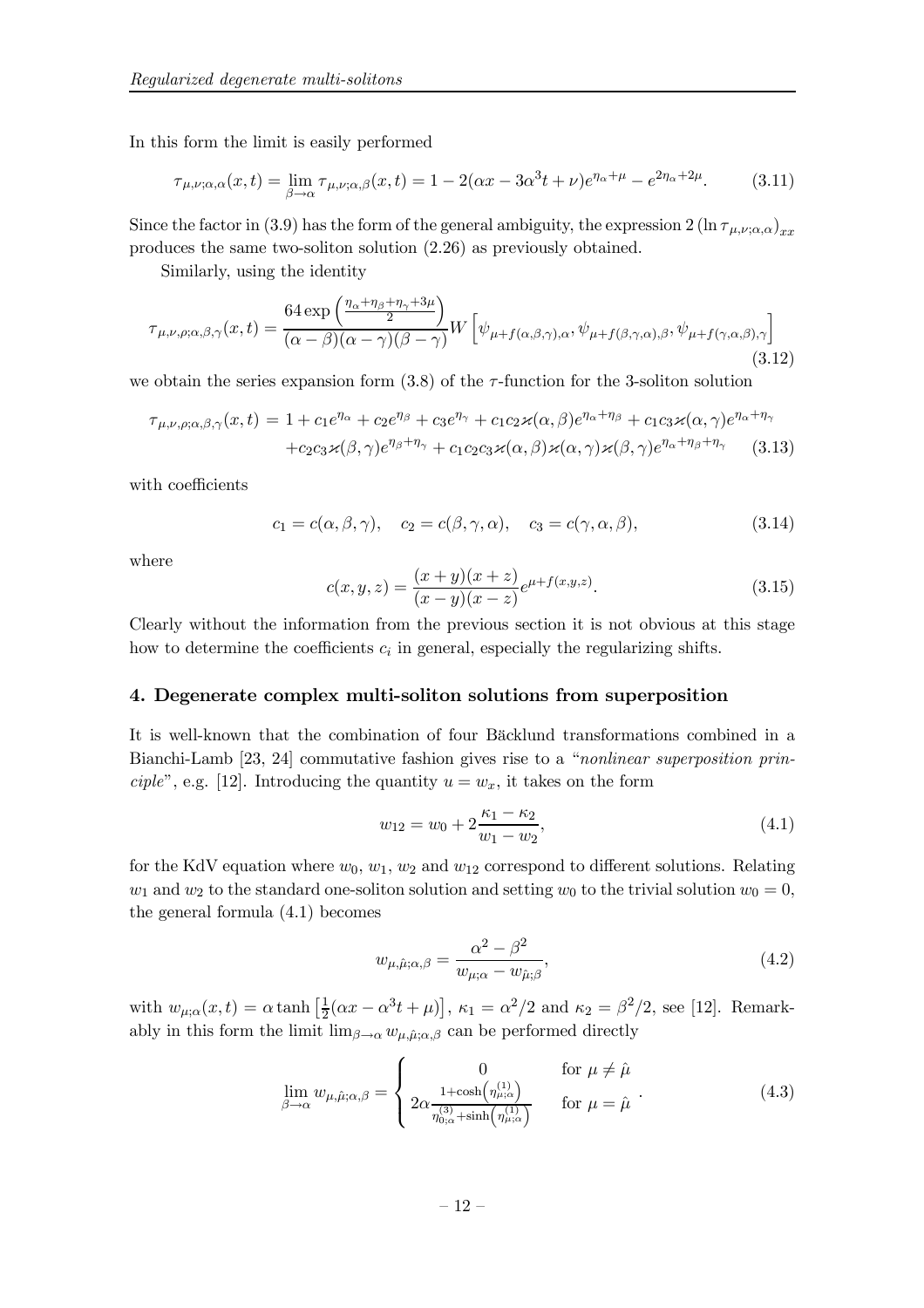In this form the limit is easily performed

$$\tau_{\mu,\nu;\alpha,\alpha}(x,t)=\lim_{\beta\to\alpha}\tau_{\mu,\nu;\alpha,\beta}(x,t)=1-2(\alpha x-3\alpha^{3}t+\nu)e^{\eta_{\alpha}+\mu}-e^{2\eta_{\alpha}+2\mu}. \tag{3.11}$$

Since the factor in (3.9) has the form of the general ambiguity, the expression $2\left(\ln\tau_{\mu,\nu;\alpha,\alpha}\right)_{xx}$ produces the same two-soliton solution (2.26) as previously obtained.

Similarly, using the identity

$$\tau_{\mu,\nu,\rho;\alpha,\beta,\gamma}(x,t)=\frac{64\exp\left(\frac{\eta_{\alpha}+\eta_{\beta}+\eta_{\gamma}+3\mu}{2}\right)}{(\alpha-\beta)(\alpha-\gamma)(\beta-\gamma)}W\left[\psi_{\mu+f(\alpha,\beta,\gamma),\alpha},\psi_{\mu+f(\beta,\gamma,\alpha),\beta},\psi_{\mu+f(\gamma,\alpha,\beta),\gamma}\right] \tag{3.12}$$

we obtain the series expansion form (3.8) of the $\tau$-function for the 3-soliton solution

$$\begin{aligned}\tau_{\mu,\nu,\rho;\alpha,\beta,\gamma}(x,t)&=1+c_{1}e^{\eta_{\alpha}}+c_{2}e^{\eta_{\beta}}+c_{3}e^{\eta_{\gamma}}+c_{1}c_{2}\varkappa(\alpha,\beta)e^{\eta_{\alpha}+\eta_{\beta}}+c_{1}c_{3}\varkappa(\alpha,\gamma)e^{\eta_{\alpha}+\eta_{\gamma}}\\&\quad+c_{2}c_{3}\varkappa(\beta,\gamma)e^{\eta_{\beta}+\eta_{\gamma}}+c_{1}c_{2}c_{3}\varkappa(\alpha,\beta)\varkappa(\alpha,\gamma)\varkappa(\beta,\gamma)e^{\eta_{\alpha}+\eta_{\beta}+\eta_{\gamma}}\end{aligned} \tag{3.13}$$

with coefficients

$$c_{1}=c(\alpha,\beta,\gamma),\quad c_{2}=c(\beta,\gamma,\alpha),\quad c_{3}=c(\gamma,\alpha,\beta), \tag{3.14}$$

where

$$c(x,y,z)=\frac{(x+y)(x+z)}{(x-y)(x-z)}e^{\mu+f(x,y,z)}. \tag{3.15}$$

Clearly without the information from the previous section it is not obvious at this stage how to determine the coefficients $c_i$ in general, especially the regularizing shifts.

## 4. Degenerate complex multi-soliton solutions from superposition

It is well-known that the combination of four Bäcklund transformations combined in a Bianchi-Lamb [23, 24] commutative fashion gives rise to a "*nonlinear superposition principle*", e.g. [12]. Introducing the quantity $u=w_x$, it takes on the form

$$w_{12}=w_{0}+2\frac{\kappa_{1}-\kappa_{2}}{w_{1}-w_{2}}, \tag{4.1}$$

for the KdV equation where $w_0$, $w_1$, $w_2$ and $w_{12}$ correspond to different solutions. Relating $w_1$ and $w_2$ to the standard one-soliton solution and setting $w_0$ to the trivial solution $w_0=0$, the general formula (4.1) becomes

$$w_{\mu,\hat{\mu};\alpha,\beta}=\frac{\alpha^{2}-\beta^{2}}{w_{\mu;\alpha}-w_{\hat{\mu};\beta}}, \tag{4.2}$$

with $w_{\mu;\alpha}(x,t)=\alpha\tanh\left[\frac{1}{2}(\alpha x-\alpha^{3}t+\mu)\right]$, $\kappa_1=\alpha^2/2$ and $\kappa_2=\beta^2/2$, see [12]. Remarkably in this form the limit $\lim_{\beta\to\alpha}w_{\mu,\hat{\mu};\alpha,\beta}$ can be performed directly

$$\lim_{\beta\to\alpha}w_{\mu,\hat{\mu};\alpha,\beta}=\begin{cases}0 & \text{for } \mu\neq\hat{\mu}\\ 2\alpha\frac{1+\cosh\left(\eta_{\mu;\alpha}^{(1)}\right)}{\eta_{0;\alpha}^{(3)}+\sinh\left(\eta_{\mu;\alpha}^{(1)}\right)} & \text{for } \mu=\hat{\mu}\end{cases}. \tag{4.3}$$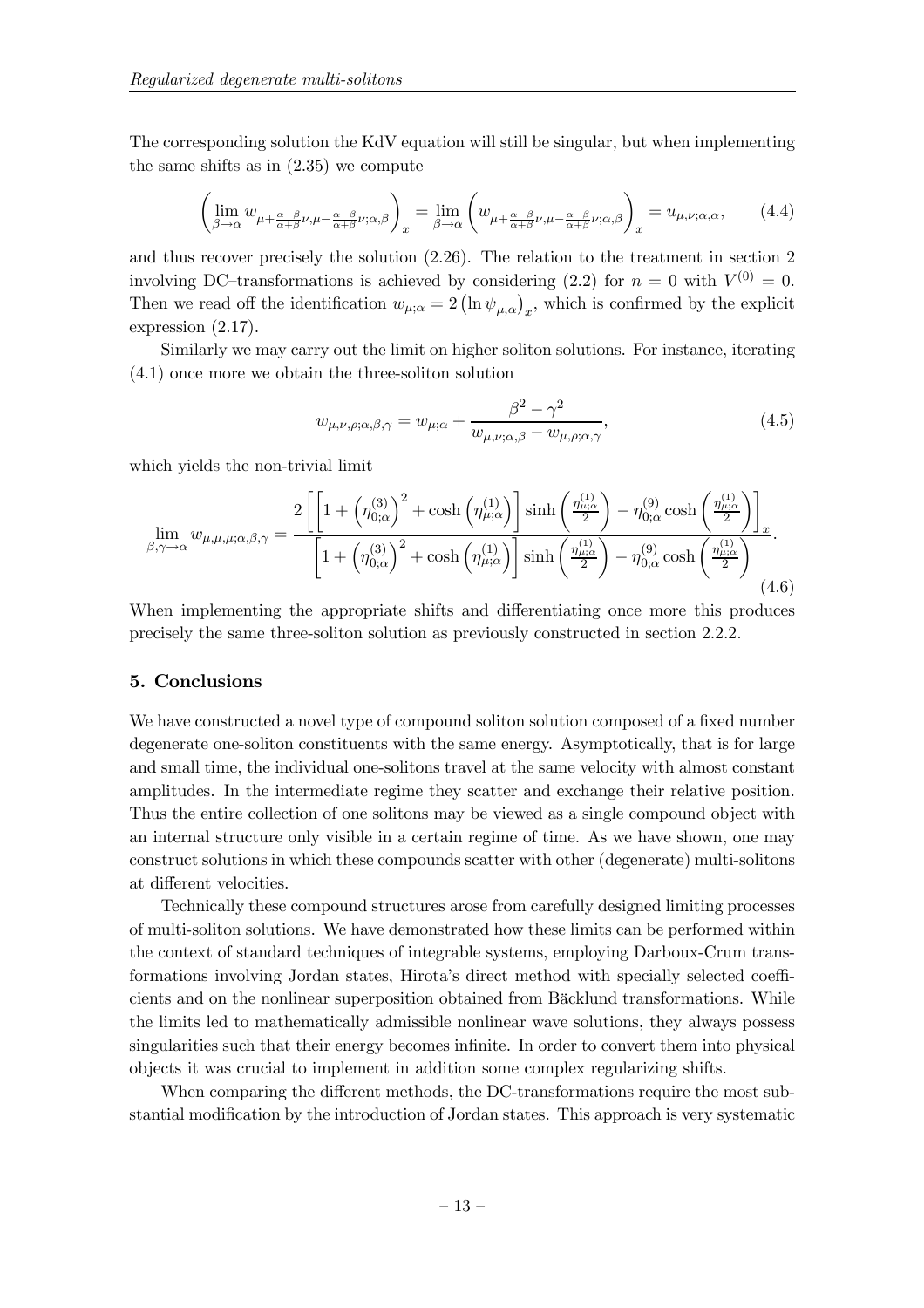The corresponding solution the KdV equation will still be singular, but when implementing the same shifts as in (2.35) we compute

$$\left( \lim_{\beta \to \alpha} w_{\mu + \frac{\alpha-\beta}{\alpha+\beta}\nu, \mu - \frac{\alpha-\beta}{\alpha+\beta}\nu; \alpha, \beta} \right)_x = \lim_{\beta \to \alpha} \left( w_{\mu + \frac{\alpha-\beta}{\alpha+\beta}\nu, \mu - \frac{\alpha-\beta}{\alpha+\beta}\nu; \alpha, \beta} \right)_x = u_{\mu,\nu;\alpha,\alpha}, \tag{4.4}$$

and thus recover precisely the solution (2.26). The relation to the treatment in section 2 involving DC–transformations is achieved by considering (2.2) for $n = 0$ with $V^{(0)} = 0$. Then we read off the identification $w_{\mu;\alpha} = 2 \left( \ln \psi_{\mu,\alpha} \right)_x$, which is confirmed by the explicit expression (2.17).

Similarly we may carry out the limit on higher soliton solutions. For instance, iterating (4.1) once more we obtain the three-soliton solution

$$w_{\mu,\nu,\rho;\alpha,\beta,\gamma} = w_{\mu;\alpha} + \frac{\beta^2 - \gamma^2}{w_{\mu,\nu;\alpha,\beta} - w_{\mu,\rho;\alpha,\gamma}}, \tag{4.5}$$

which yields the non-trivial limit

$$\lim_{\beta,\gamma \to \alpha} w_{\mu,\mu,\mu;\alpha,\beta,\gamma} = \frac{2 \left[ \left[ 1 + \left( \eta_{0;\alpha}^{(3)} \right)^2 + \cosh \left( \eta_{\mu;\alpha}^{(1)} \right) \right] \sinh \left( \frac{\eta_{\mu;\alpha}^{(1)}}{2} \right) - \eta_{0;\alpha}^{(9)} \cosh \left( \frac{\eta_{\mu;\alpha}^{(1)}}{2} \right) \right]_x}{\left[ 1 + \left( \eta_{0;\alpha}^{(3)} \right)^2 + \cosh \left( \eta_{\mu;\alpha}^{(1)} \right) \right] \sinh \left( \frac{\eta_{\mu;\alpha}^{(1)}}{2} \right) - \eta_{0;\alpha}^{(9)} \cosh \left( \frac{\eta_{\mu;\alpha}^{(1)}}{2} \right)}. \tag{4.6}$$

When implementing the appropriate shifts and differentiating once more this produces precisely the same three-soliton solution as previously constructed in section 2.2.2.

## 5. Conclusions

We have constructed a novel type of compound soliton solution composed of a fixed number degenerate one-soliton constituents with the same energy. Asymptotically, that is for large and small time, the individual one-solitons travel at the same velocity with almost constant amplitudes. In the intermediate regime they scatter and exchange their relative position. Thus the entire collection of one solitons may be viewed as a single compound object with an internal structure only visible in a certain regime of time. As we have shown, one may construct solutions in which these compounds scatter with other (degenerate) multi-solitons at different velocities.

Technically these compound structures arose from carefully designed limiting processes of multi-soliton solutions. We have demonstrated how these limits can be performed within the context of standard techniques of integrable systems, employing Darboux-Crum transformations involving Jordan states, Hirota's direct method with specially selected coefficients and on the nonlinear superposition obtained from Bäcklund transformations. While the limits led to mathematically admissible nonlinear wave solutions, they always possess singularities such that their energy becomes infinite. In order to convert them into physical objects it was crucial to implement in addition some complex regularizing shifts.

When comparing the different methods, the DC-transformations require the most substantial modification by the introduction of Jordan states. This approach is very systematic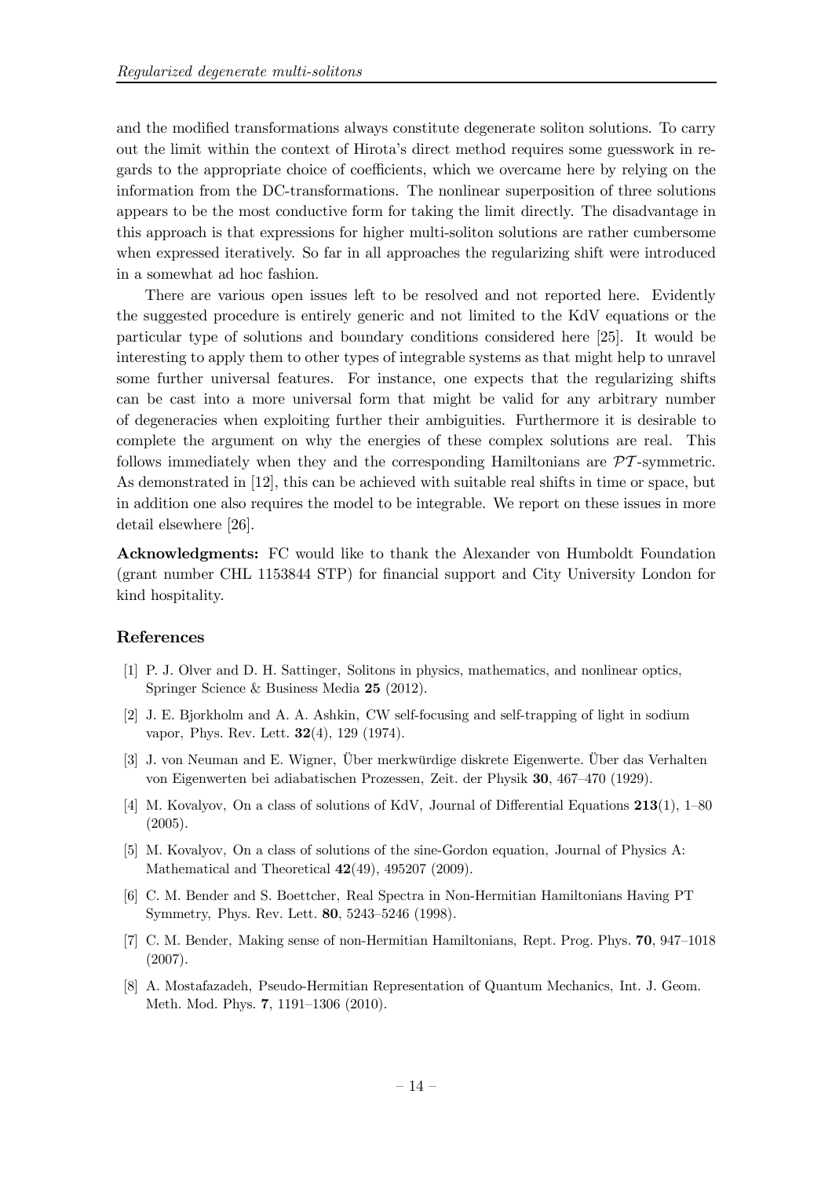and the modified transformations always constitute degenerate soliton solutions. To carry out the limit within the context of Hirota's direct method requires some guesswork in regards to the appropriate choice of coefficients, which we overcame here by relying on the information from the DC-transformations. The nonlinear superposition of three solutions appears to be the most conductive form for taking the limit directly. The disadvantage in this approach is that expressions for higher multi-soliton solutions are rather cumbersome when expressed iteratively. So far in all approaches the regularizing shift were introduced in a somewhat ad hoc fashion.

There are various open issues left to be resolved and not reported here. Evidently the suggested procedure is entirely generic and not limited to the KdV equations or the particular type of solutions and boundary conditions considered here [25]. It would be interesting to apply them to other types of integrable systems as that might help to unravel some further universal features. For instance, one expects that the regularizing shifts can be cast into a more universal form that might be valid for any arbitrary number of degeneracies when exploiting further their ambiguities. Furthermore it is desirable to complete the argument on why the energies of these complex solutions are real. This follows immediately when they and the corresponding Hamiltonians are $\mathcal{PT}$-symmetric. As demonstrated in [12], this can be achieved with suitable real shifts in time or space, but in addition one also requires the model to be integrable. We report on these issues in more detail elsewhere [26].

**Acknowledgments:** FC would like to thank the Alexander von Humboldt Foundation (grant number CHL 1153844 STP) for financial support and City University London for kind hospitality.

## References

[1] P. J. Olver and D. H. Sattinger, Solitons in physics, mathematics, and nonlinear optics, Springer Science & Business Media **25** (2012).

[2] J. E. Bjorkholm and A. A. Ashkin, CW self-focusing and self-trapping of light in sodium vapor, Phys. Rev. Lett. **32**(4), 129 (1974).

[3] J. von Neuman and E. Wigner, Über merkwürdige diskrete Eigenwerte. Über das Verhalten von Eigenwerten bei adiabatischen Prozessen, Zeit. der Physik **30**, 467–470 (1929).

[4] M. Kovalyov, On a class of solutions of KdV, Journal of Differential Equations **213**(1), 1–80 (2005).

[5] M. Kovalyov, On a class of solutions of the sine-Gordon equation, Journal of Physics A: Mathematical and Theoretical **42**(49), 495207 (2009).

[6] C. M. Bender and S. Boettcher, Real Spectra in Non-Hermitian Hamiltonians Having PT Symmetry, Phys. Rev. Lett. **80**, 5243–5246 (1998).

[7] C. M. Bender, Making sense of non-Hermitian Hamiltonians, Rept. Prog. Phys. **70**, 947–1018 (2007).

[8] A. Mostafazadeh, Pseudo-Hermitian Representation of Quantum Mechanics, Int. J. Geom. Meth. Mod. Phys. **7**, 1191–1306 (2010).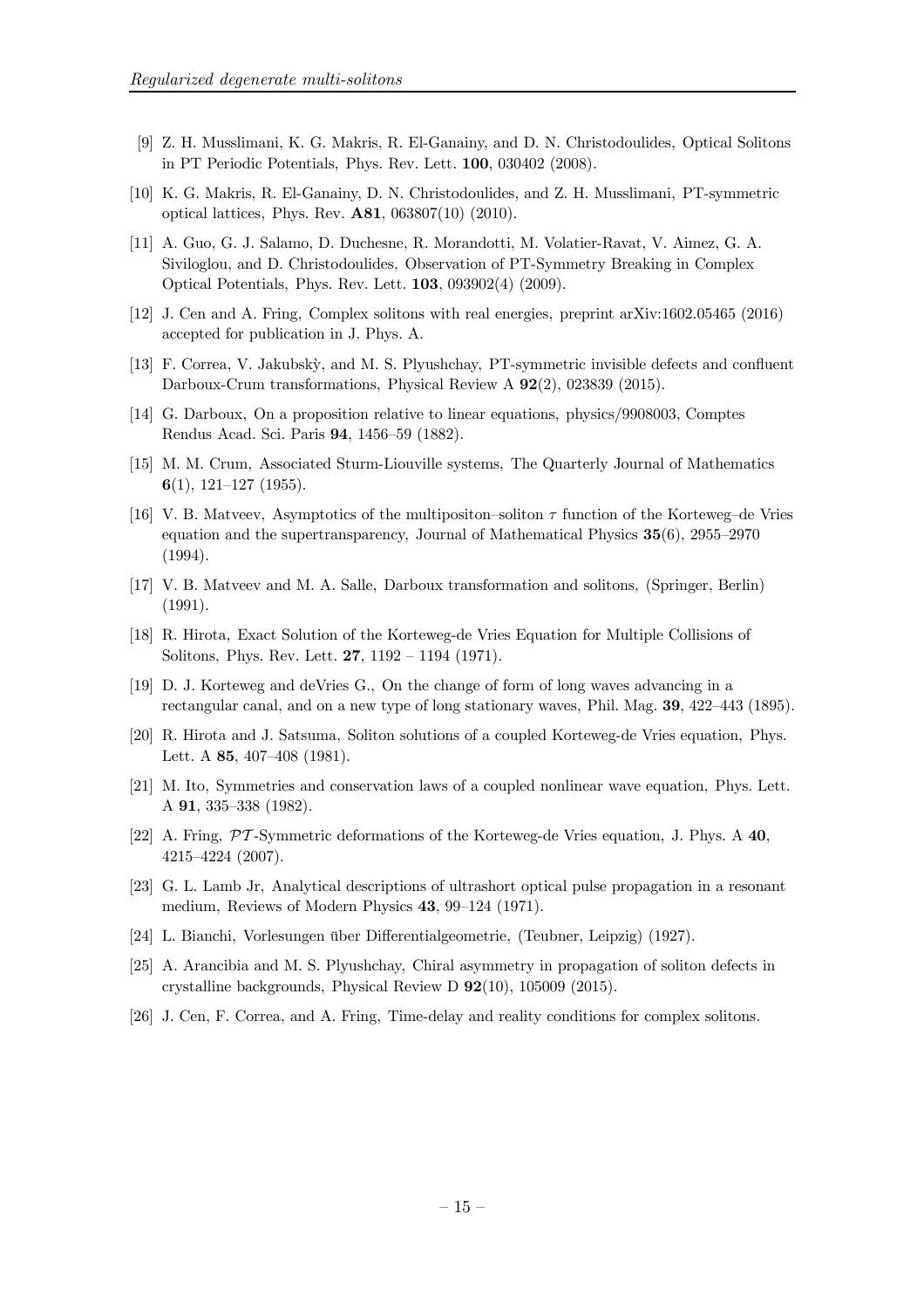[9] Z. H. Musslimani, K. G. Makris, R. El-Ganainy, and D. N. Christodoulides, Optical Solitons in PT Periodic Potentials, Phys. Rev. Lett. **100**, 030402 (2008).

[10] K. G. Makris, R. El-Ganainy, D. N. Christodoulides, and Z. H. Musslimani, PT-symmetric optical lattices, Phys. Rev. **A81**, 063807(10) (2010).

[11] A. Guo, G. J. Salamo, D. Duchesne, R. Morandotti, M. Volatier-Ravat, V. Aimez, G. A. Siviloglou, and D. Christodoulides, Observation of PT-Symmetry Breaking in Complex Optical Potentials, Phys. Rev. Lett. **103**, 093902(4) (2009).

[12] J. Cen and A. Fring, Complex solitons with real energies, preprint arXiv:1602.05465 (2016) accepted for publication in J. Phys. A.

[13] F. Correa, V. Jakubskỳ, and M. S. Plyushchay, PT-symmetric invisible defects and confluent Darboux-Crum transformations, Physical Review A **92**(2), 023839 (2015).

[14] G. Darboux, On a proposition relative to linear equations, physics/9908003, Comptes Rendus Acad. Sci. Paris **94**, 1456–59 (1882).

[15] M. M. Crum, Associated Sturm-Liouville systems, The Quarterly Journal of Mathematics **6**(1), 121–127 (1955).

[16] V. B. Matveev, Asymptotics of the multipositon–soliton $\tau$ function of the Korteweg–de Vries equation and the supertransparency, Journal of Mathematical Physics **35**(6), 2955–2970 (1994).

[17] V. B. Matveev and M. A. Salle, Darboux transformation and solitons, (Springer, Berlin) (1991).

[18] R. Hirota, Exact Solution of the Korteweg-de Vries Equation for Multiple Collisions of Solitons, Phys. Rev. Lett. **27**, 1192 – 1194 (1971).

[19] D. J. Korteweg and deVries G., On the change of form of long waves advancing in a rectangular canal, and on a new type of long stationary waves, Phil. Mag. **39**, 422–443 (1895).

[20] R. Hirota and J. Satsuma, Soliton solutions of a coupled Korteweg-de Vries equation, Phys. Lett. A **85**, 407–408 (1981).

[21] M. Ito, Symmetries and conservation laws of a coupled nonlinear wave equation, Phys. Lett. A **91**, 335–338 (1982).

[22] A. Fring, $\mathcal{PT}$-Symmetric deformations of the Korteweg-de Vries equation, J. Phys. A **40**, 4215–4224 (2007).

[23] G. L. Lamb Jr, Analytical descriptions of ultrashort optical pulse propagation in a resonant medium, Reviews of Modern Physics **43**, 99–124 (1971).

[24] L. Bianchi, Vorlesungen über Differentialgeometrie, (Teubner, Leipzig) (1927).

[25] A. Arancibia and M. S. Plyushchay, Chiral asymmetry in propagation of soliton defects in crystalline backgrounds, Physical Review D **92**(10), 105009 (2015).

[26] J. Cen, F. Correa, and A. Fring, Time-delay and reality conditions for complex solitons.